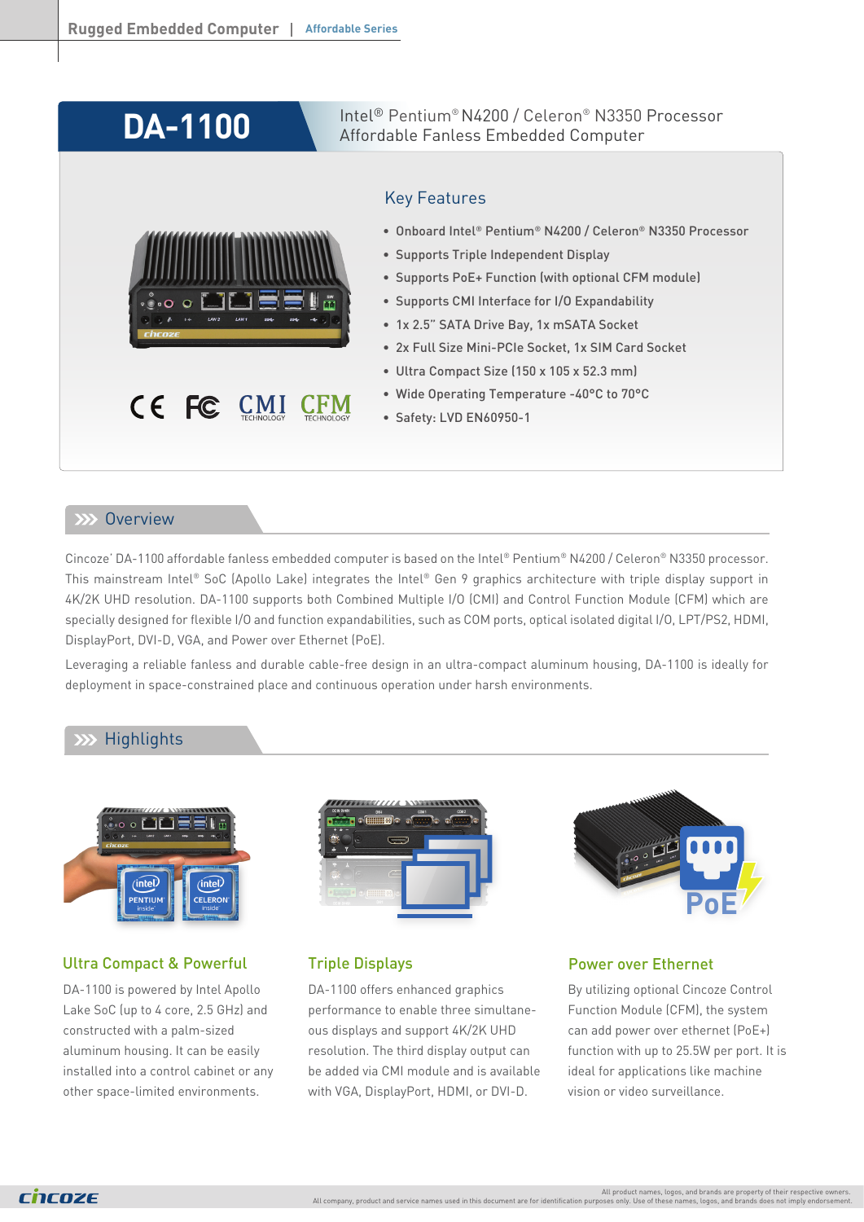# DA-1100

Intel® Pentium® N4200 / Celeron® N3350 Processor
Affordable Fanless Embedded Computer

## Key Features

- Onboard Intel® Pentium® N4200 / Celeron® N3350 Processor
- Supports Triple Independent Display
- Supports PoE+ Function (with optional CFM module)
- Supports CMI Interface for I/O Expandability
- 1x 2.5" SATA Drive Bay, 1x mSATA Socket
- 2x Full Size Mini-PCIe Socket, 1x SIM Card Socket
- Ultra Compact Size (150 x 105 x 52.3 mm)
- Wide Operating Temperature -40°C to 70°C
- Safety: LVD EN60950-1

## Overview

Cincoze' DA-1100 affordable fanless embedded computer is based on the Intel® Pentium® N4200 / Celeron® N3350 processor. This mainstream Intel® SoC (Apollo Lake) integrates the Intel® Gen 9 graphics architecture with triple display support in 4K/2K UHD resolution. DA-1100 supports both Combined Multiple I/O (CMI) and Control Function Module (CFM) which are specially designed for flexible I/O and function expandabilities, such as COM ports, optical isolated digital I/O, LPT/PS2, HDMI, DisplayPort, DVI-D, VGA, and Power over Ethernet (PoE).

Leveraging a reliable fanless and durable cable-free design in an ultra-compact aluminum housing, DA-1100 is ideally for deployment in space-constrained place and continuous operation under harsh environments.

## Highlights

### Ultra Compact & Powerful

DA-1100 is powered by Intel Apollo Lake SoC (up to 4 core, 2.5 GHz) and constructed with a palm-sized aluminum housing. It can be easily installed into a control cabinet or any other space-limited environments.

### Triple Displays

DA-1100 offers enhanced graphics performance to enable three simultaneous displays and support 4K/2K UHD resolution. The third display output can be added via CMI module and is available with VGA, DisplayPort, HDMI, or DVI-D.

### Power over Ethernet

By utilizing optional Cincoze Control Function Module (CFM), the system can add power over ethernet (PoE+) function with up to 25.5W per port. It is ideal for applications like machine vision or video surveillance.

All product names, logos, and brands are property of their respective owners.
All company, product and service names used in this document are for identification purposes only. Use of these names, logos, and brands does not imply endorsement.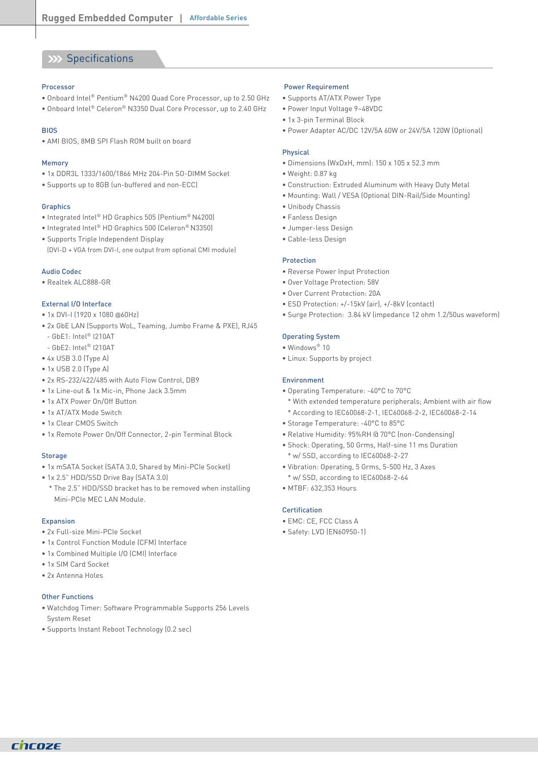## Specifications

### Processor
- Onboard Intel® Pentium® N4200 Quad Core Processor, up to 2.50 GHz
- Onboard Intel® Celeron® N3350 Dual Core Processor, up to 2.40 GHz

### BIOS
- AMI BIOS, 8MB SPI Flash ROM built on board

### Memory
- 1x DDR3L 1333/1600/1866 MHz 204-Pin SO-DIMM Socket
- Supports up to 8GB (un-buffered and non-ECC)

### Graphics
- Integrated Intel® HD Graphics 505 (Pentium® N4200)
- Integrated Intel® HD Graphics 500 (Celeron® N3350)
- Supports Triple Independent Display
  (DVI-D + VGA from DVI-I, one output from optional CMI module)

### Audio Codec
- Realtek ALC888-GR

### External I/O Interface
- 1x DVI-I (1920 x 1080 @60Hz)
- 2x GbE LAN (Supports WoL, Teaming, Jumbo Frame & PXE), RJ45
  - GbE1: Intel® I210AT
  - GbE2: Intel® I210AT
- 4x USB 3.0 (Type A)
- 1x USB 2.0 (Type A)
- 2x RS-232/422/485 with Auto Flow Control, DB9
- 1x Line-out & 1x Mic-in, Phone Jack 3.5mm
- 1x ATX Power On/Off Button
- 1x AT/ATX Mode Switch
- 1x Clear CMOS Switch
- 1x Remote Power On/Off Connector, 2-pin Terminal Block

### Storage
- 1x mSATA Socket (SATA 3.0, Shared by Mini-PCIe Socket)
- 1x 2.5" HDD/SSD Drive Bay (SATA 3.0)
  * The 2.5" HDD/SSD bracket has to be removed when installing Mini-PCIe MEC LAN Module.

### Expansion
- 2x Full-size Mini-PCIe Socket
- 1x Control Function Module (CFM) Interface
- 1x Combined Multiple I/O (CMI) Interface
- 1x SIM Card Socket
- 2x Antenna Holes

### Other Functions
- Watchdog Timer: Software Programmable Supports 256 Levels System Reset
- Supports Instant Reboot Technology (0.2 sec)

### Power Requirement
- Supports AT/ATX Power Type
- Power Input Voltage 9~48VDC
- 1x 3-pin Terminal Block
- Power Adapter AC/DC 12V/5A 60W or 24V/5A 120W (Optional)

### Physical
- Dimensions (WxDxH, mm): 150 x 105 x 52.3 mm
- Weight: 0.87 kg
- Construction: Extruded Aluminum with Heavy Duty Metal
- Mounting: Wall / VESA (Optional DIN-Rail/Side Mounting)
- Unibody Chassis
- Fanless Design
- Jumper-less Design
- Cable-less Design

### Protection
- Reverse Power Input Protection
- Over Voltage Protection: 58V
- Over Current Protection: 20A
- ESD Protection: +/-15kV (air), +/-8kV (contact)
- Surge Protection: 3.84 kV (impedance 12 ohm 1.2/50us waveform)

### Operating System
- Windows® 10
- Linux: Supports by project

### Environment
- Operating Temperature: -40°C to 70°C
  * With extended temperature peripherals; Ambient with air flow
  * According to IEC60068-2-1, IEC60068-2-2, IEC60068-2-14
- Storage Temperature: -40°C to 85°C
- Relative Humidity: 95%RH @ 70°C (non-Condensing)
- Shock: Operating, 50 Grms, Half-sine 11 ms Duration
  * w/ SSD, according to IEC60068-2-27
- Vibration: Operating, 5 Grms, 5-500 Hz, 3 Axes
  * w/ SSD, according to IEC60068-2-64
- MTBF: 632,353 Hours

### Certification
- EMC: CE, FCC Class A
- Safety: LVD (EN60950-1)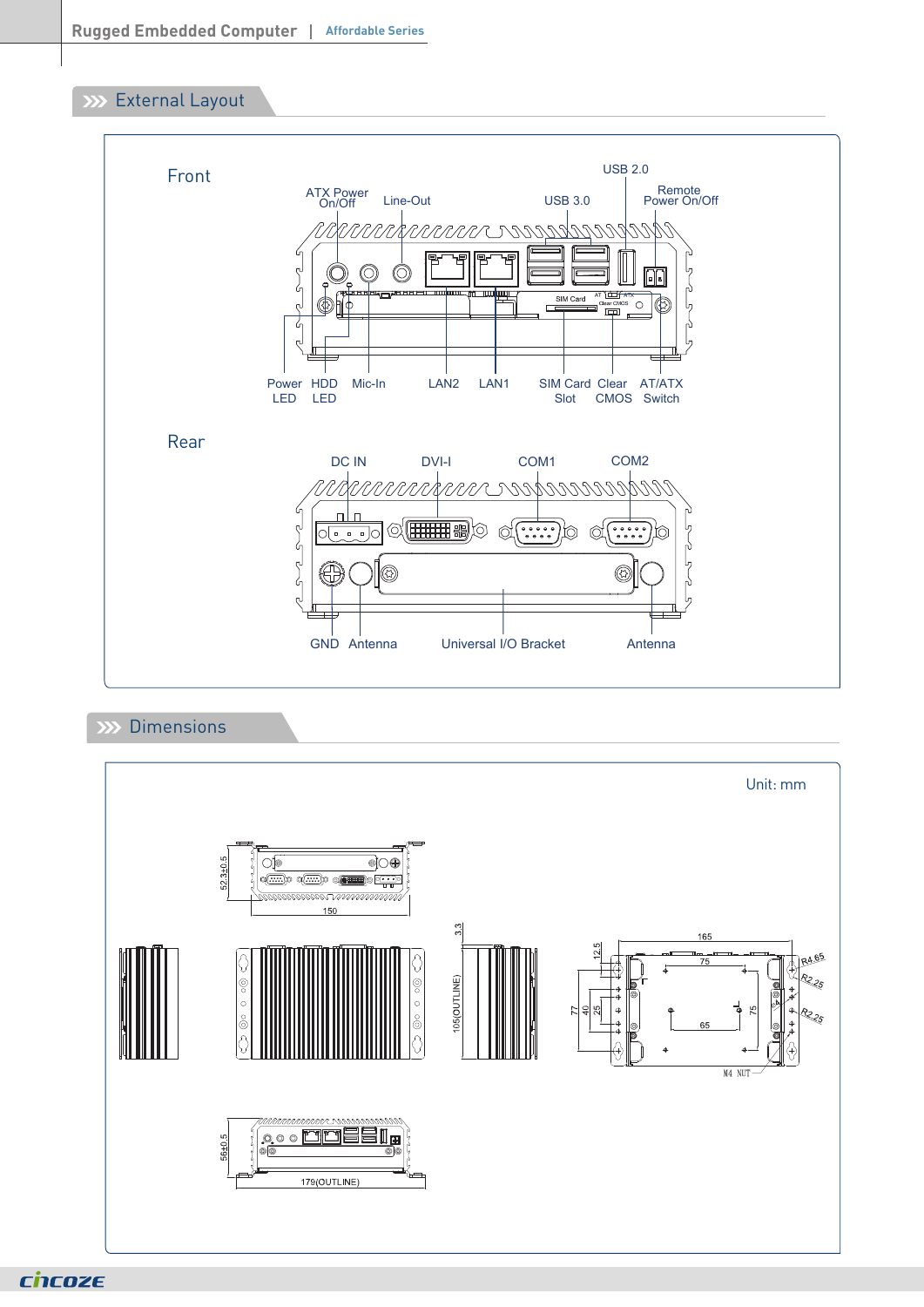## External Layout

### Front

ATX Power On/Off, Line-Out, USB 3.0, USB 2.0, Remote Power On/Off

Power LED, HDD LED, Mic-In, LAN2, LAN1, SIM Card Slot, Clear CMOS, AT/ATX Switch

### Rear

DC IN, DVI-I, COM1, COM2

GND, Antenna, Universal I/O Bracket, Antenna

## Dimensions

Unit: mm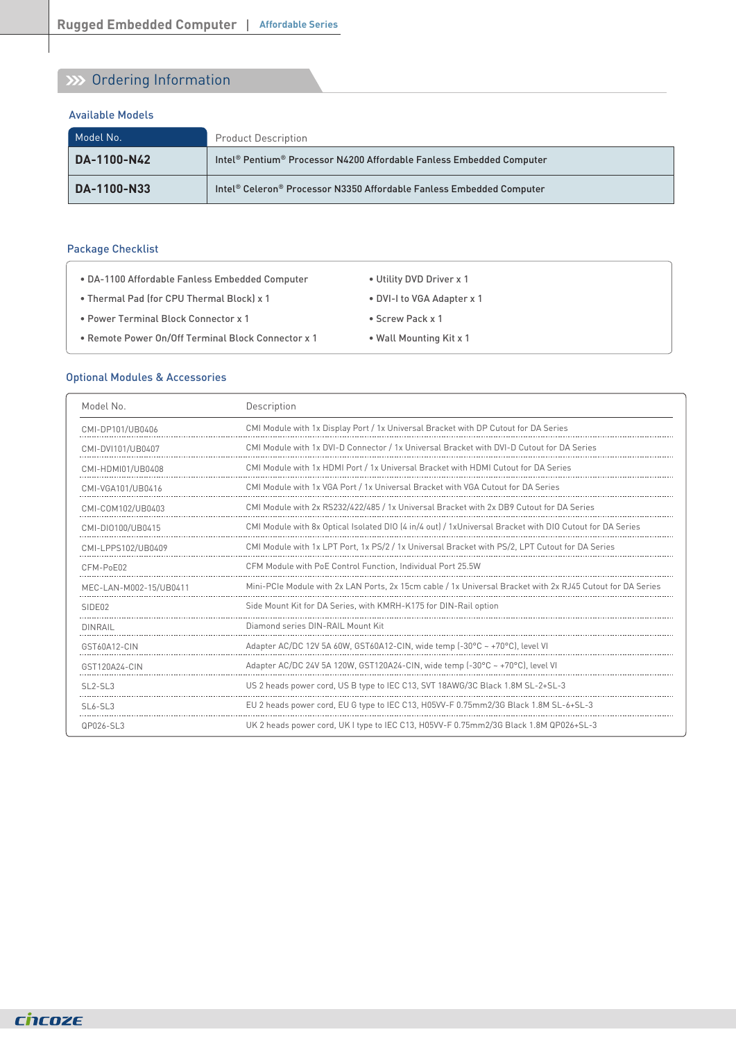## Ordering Information

### Available Models

| Model No. | Product Description |
|---|---|
| **DA-1100-N42** | Intel® Pentium® Processor N4200 Affordable Fanless Embedded Computer |
| **DA-1100-N33** | Intel® Celeron® Processor N3350 Affordable Fanless Embedded Computer |

### Package Checklist

- DA-1100 Affordable Fanless Embedded Computer
- Thermal Pad (for CPU Thermal Block) x 1
- Power Terminal Block Connector x 1
- Remote Power On/Off Terminal Block Connector x 1
- Utility DVD Driver x 1
- DVI-I to VGA Adapter x 1
- Screw Pack x 1
- Wall Mounting Kit x 1

### Optional Modules & Accessories

| Model No. | Description |
|---|---|
| CMI-DP101/UB0406 | CMI Module with 1x Display Port / 1x Universal Bracket with DP Cutout for DA Series |
| CMI-DVI101/UB0407 | CMI Module with 1x DVI-D Connector / 1x Universal Bracket with DVI-D Cutout for DA Series |
| CMI-HDMI01/UB0408 | CMI Module with 1x HDMI Port / 1x Universal Bracket with HDMI Cutout for DA Series |
| CMI-VGA101/UB0416 | CMI Module with 1x VGA Port / 1x Universal Bracket with VGA Cutout for DA Series |
| CMI-COM102/UB0403 | CMI Module with 2x RS232/422/485 / 1x Universal Bracket with 2x DB9 Cutout for DA Series |
| CMI-DIO100/UB0415 | CMI Module with 8x Optical Isolated DIO (4 in/4 out) / 1xUniversal Bracket with DIO Cutout for DA Series |
| CMI-LPPS102/UB0409 | CMI Module with 1x LPT Port, 1x PS/2 / 1x Universal Bracket with PS/2, LPT Cutout for DA Series |
| CFM-PoE02 | CFM Module with PoE Control Function, Individual Port 25.5W |
| MEC-LAN-M002-15/UB0411 | Mini-PCIe Module with 2x LAN Ports, 2x 15cm cable / 1x Universal Bracket with 2x RJ45 Cutout for DA Series |
| SIDE02 | Side Mount Kit for DA Series, with KMRH-K175 for DIN-Rail option |
| DINRAIL | Diamond series DIN-RAIL Mount Kit |
| GST60A12-CIN | Adapter AC/DC 12V 5A 60W, GST60A12-CIN, wide temp (-30°C ~ +70°C), level VI |
| GST120A24-CIN | Adapter AC/DC 24V 5A 120W, GST120A24-CIN, wide temp (-30°C ~ +70°C), level VI |
| SL2-SL3 | US 2 heads power cord, US B type to IEC C13, SVT 18AWG/3C Black 1.8M SL-2+SL-3 |
| SL6-SL3 | EU 2 heads power cord, EU G type to IEC C13, H05VV-F 0.75mm2/3G Black 1.8M SL-6+SL-3 |
| QP026-SL3 | UK 2 heads power cord, UK I type to IEC C13, H05VV-F 0.75mm2/3G Black 1.8M QP026+SL-3 |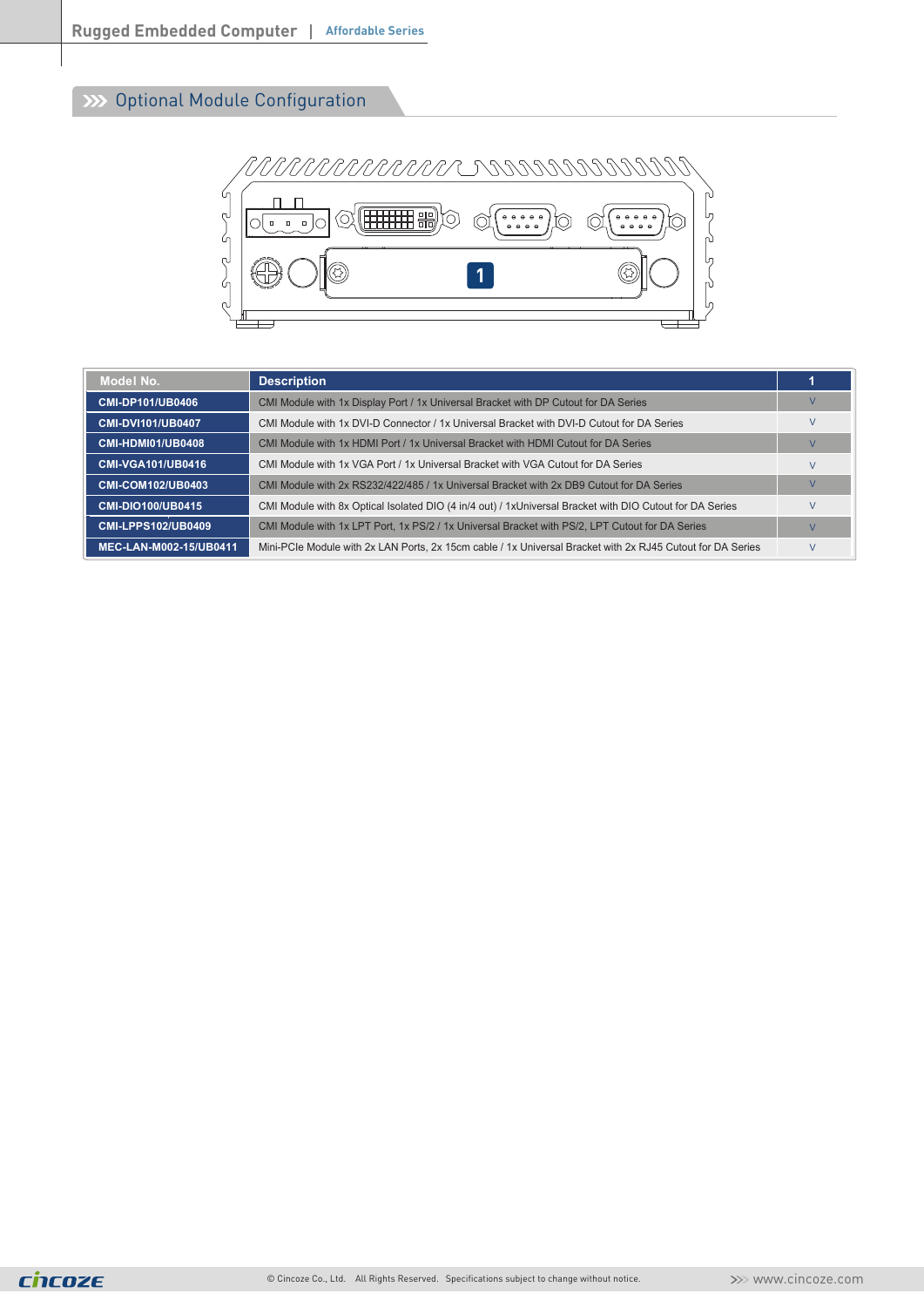## Optional Module Configuration

| Model No. | Description | 1 |
| --- | --- | --- |
| CMI-DP101/UB0406 | CMI Module with 1x Display Port / 1x Universal Bracket with DP Cutout for DA Series | V |
| CMI-DVI101/UB0407 | CMI Module with 1x DVI-D Connector / 1x Universal Bracket with DVI-D Cutout for DA Series | V |
| CMI-HDMI01/UB0408 | CMI Module with 1x HDMI Port / 1x Universal Bracket with HDMI Cutout for DA Series | V |
| CMI-VGA101/UB0416 | CMI Module with 1x VGA Port / 1x Universal Bracket with VGA Cutout for DA Series | V |
| CMI-COM102/UB0403 | CMI Module with 2x RS232/422/485 / 1x Universal Bracket with 2x DB9 Cutout for DA Series | V |
| CMI-DIO100/UB0415 | CMI Module with 8x Optical Isolated DIO (4 in/4 out) / 1xUniversal Bracket with DIO Cutout for DA Series | V |
| CMI-LPPS102/UB0409 | CMI Module with 1x LPT Port, 1x PS/2 / 1x Universal Bracket with PS/2, LPT Cutout for DA Series | V |
| MEC-LAN-M002-15/UB0411 | Mini-PCIe Module with 2x LAN Ports, 2x 15cm cable / 1x Universal Bracket with 2x RJ45 Cutout for DA Series | V |